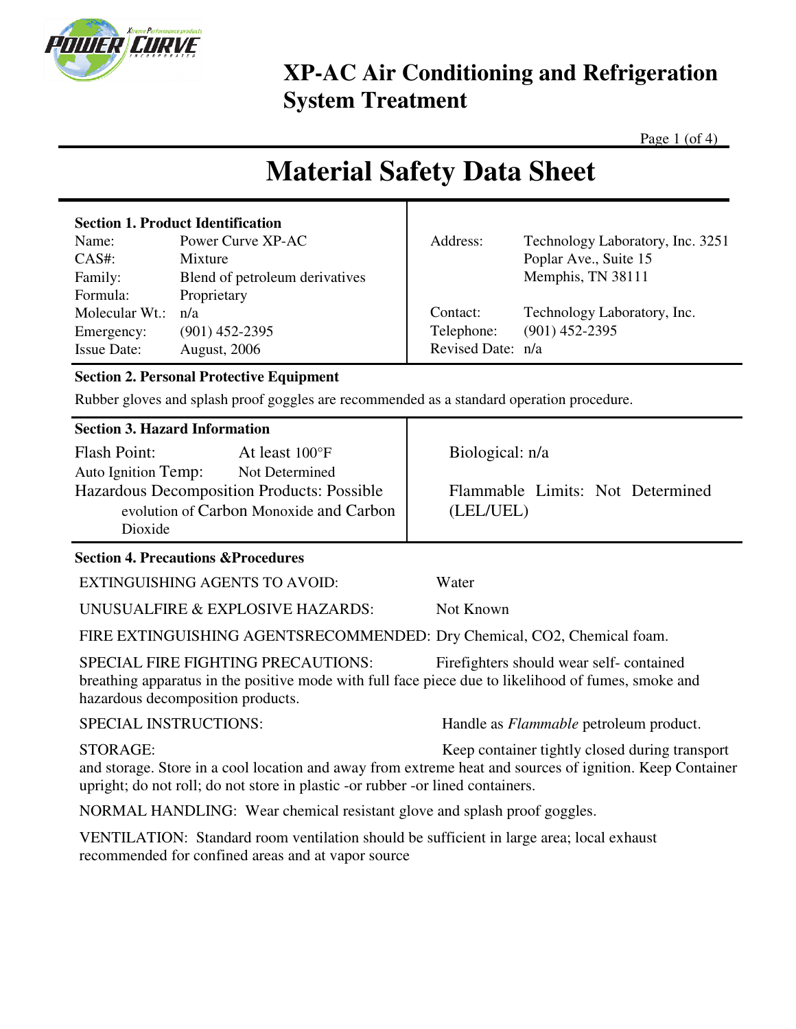# XP-AC Air Conditioning and Refrigeration System Treatment

# Material Safety Data Sheet

**Section 1. Product Identification**

| | |
|---|---|
| Name: | Power Curve XP-AC |
| CAS#: | Mixture |
| Family: | Blend of petroleum derivatives |
| Formula: | Proprietary |
| Molecular Wt.: | n/a |
| Emergency: | (901) 452-2395 |
| Issue Date: | August, 2006 |

| | |
|---|---|
| Address: | Technology Laboratory, Inc. 3251 Poplar Ave., Suite 15 Memphis, TN 38111 |
| Contact: | Technology Laboratory, Inc. |
| Telephone: | (901) 452-2395 |
| Revised Date: | n/a |

**Section 2. Personal Protective Equipment**

Rubber gloves and splash proof goggles are recommended as a standard operation procedure.

**Section 3. Hazard Information**

| | |
|---|---|
| Flash Point: | At least 100°F |
| Auto Ignition Temp: | Not Determined |

Hazardous Decomposition Products: Possible evolution of Carbon Monoxide and Carbon Dioxide

Biological: n/a

Flammable Limits: Not Determined (LEL/UEL)

**Section 4. Precautions &Procedures**

EXTINGUISHING AGENTS TO AVOID: Water

UNUSUALFIRE & EXPLOSIVE HAZARDS: Not Known

FIRE EXTINGUISHING AGENTSRECOMMENDED: Dry Chemical, CO2, Chemical foam.

SPECIAL FIRE FIGHTING PRECAUTIONS: Firefighters should wear self- contained breathing apparatus in the positive mode with full face piece due to likelihood of fumes, smoke and hazardous decomposition products.

SPECIAL INSTRUCTIONS: Handle as *Flammable* petroleum product.

STORAGE: Keep container tightly closed during transport and storage. Store in a cool location and away from extreme heat and sources of ignition. Keep Container upright; do not roll; do not store in plastic -or rubber -or lined containers.

NORMAL HANDLING: Wear chemical resistant glove and splash proof goggles.

VENTILATION: Standard room ventilation should be sufficient in large area; local exhaust recommended for confined areas and at vapor source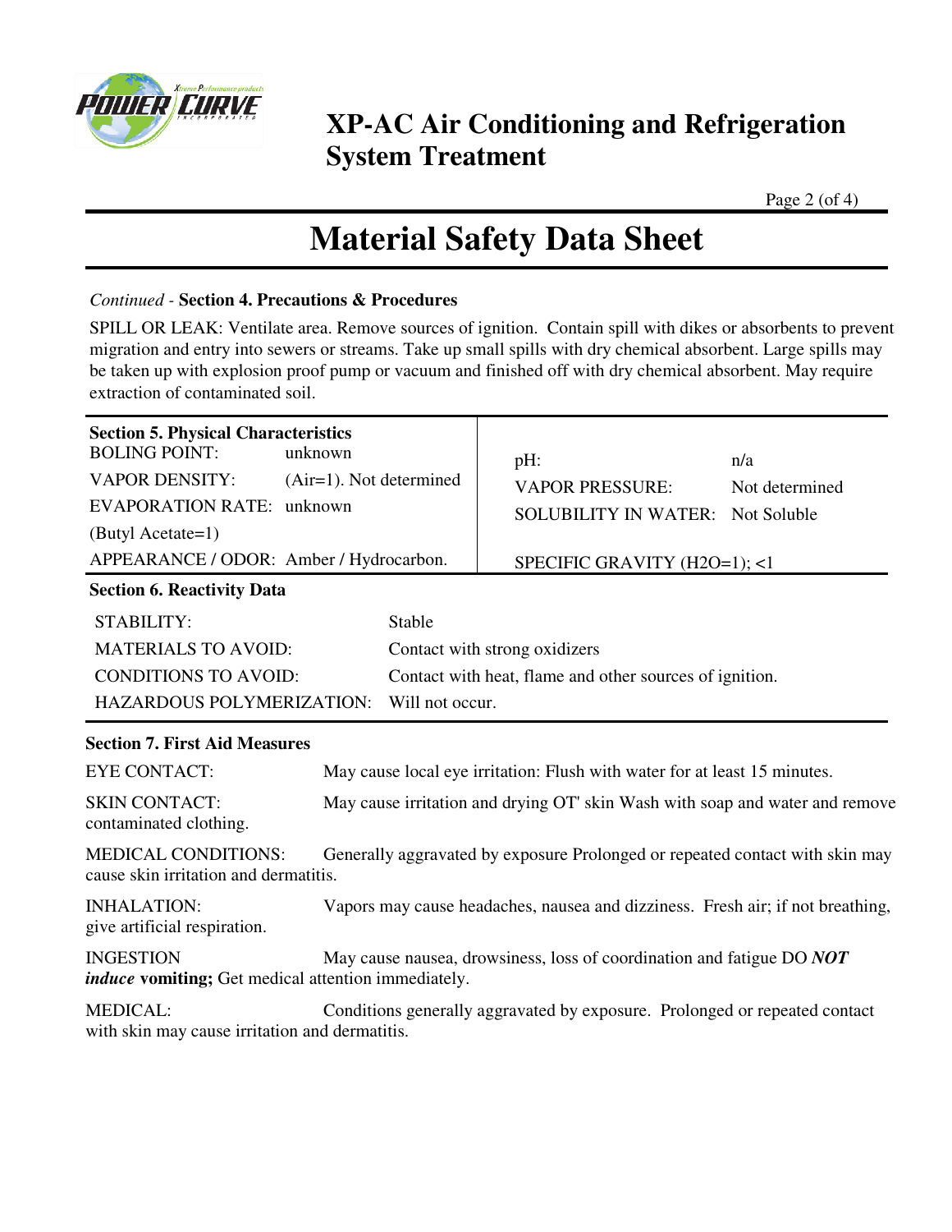# XP-AC Air Conditioning and Refrigeration System Treatment

# Material Safety Data Sheet

*Continued* - **Section 4. Precautions & Procedures**

SPILL OR LEAK: Ventilate area. Remove sources of ignition. Contain spill with dikes or absorbents to prevent migration and entry into sewers or streams. Take up small spills with dry chemical absorbent. Large spills may be taken up with explosion proof pump or vacuum and finished off with dry chemical absorbent. May require extraction of contaminated soil.

**Section 5. Physical Characteristics**

| | | | |
|---|---|---|---|
| BOLING POINT: | unknown | pH: | n/a |
| VAPOR DENSITY: | (Air=1). Not determined | VAPOR PRESSURE: | Not determined |
| EVAPORATION RATE: (Butyl Acetate=1) | unknown | SOLUBILITY IN WATER: | Not Soluble |
| APPEARANCE / ODOR: | Amber / Hydrocarbon. | SPECIFIC GRAVITY (H2O=1); <1 | |

**Section 6. Reactivity Data**

| | |
|---|---|
| STABILITY: | Stable |
| MATERIALS TO AVOID: | Contact with strong oxidizers |
| CONDITIONS TO AVOID: | Contact with heat, flame and other sources of ignition. |
| HAZARDOUS POLYMERIZATION: | Will not occur. |

**Section 7. First Aid Measures**

EYE CONTACT: May cause local eye irritation: Flush with water for at least 15 minutes.

SKIN CONTACT: May cause irritation and drying OT' skin Wash with soap and water and remove contaminated clothing.

MEDICAL CONDITIONS: Generally aggravated by exposure Prolonged or repeated contact with skin may cause skin irritation and dermatitis.

INHALATION: Vapors may cause headaches, nausea and dizziness. Fresh air; if not breathing, give artificial respiration.

INGESTION May cause nausea, drowsiness, loss of coordination and fatigue DO ***NOT induce*** **vomiting;** Get medical attention immediately.

MEDICAL: Conditions generally aggravated by exposure. Prolonged or repeated contact with skin may cause irritation and dermatitis.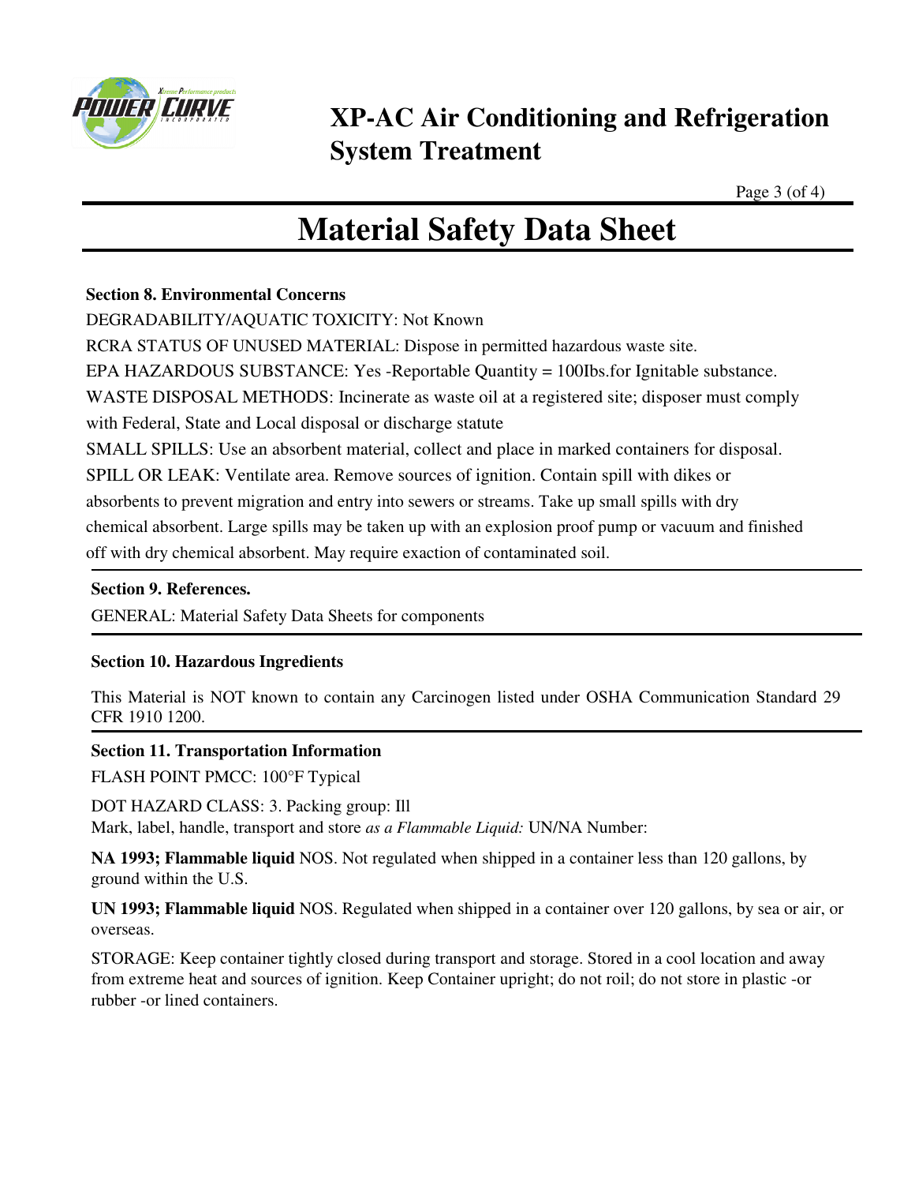# XP-AC Air Conditioning and Refrigeration System Treatment

## Material Safety Data Sheet

**Section 8. Environmental Concerns**

DEGRADABILITY/AQUATIC TOXICITY: Not Known

RCRA STATUS OF UNUSED MATERIAL: Dispose in permitted hazardous waste site.

EPA HAZARDOUS SUBSTANCE: Yes -Reportable Quantity = 100Ibs.for Ignitable substance.

WASTE DISPOSAL METHODS: Incinerate as waste oil at a registered site; disposer must comply with Federal, State and Local disposal or discharge statute

SMALL SPILLS: Use an absorbent material, collect and place in marked containers for disposal.

SPILL OR LEAK: Ventilate area. Remove sources of ignition. Contain spill with dikes or absorbents to prevent migration and entry into sewers or streams. Take up small spills with dry chemical absorbent. Large spills may be taken up with an explosion proof pump or vacuum and finished off with dry chemical absorbent. May require exaction of contaminated soil.

---

**Section 9. References.**

GENERAL: Material Safety Data Sheets for components

---

**Section 10. Hazardous Ingredients**

This Material is NOT known to contain any Carcinogen listed under OSHA Communication Standard 29 CFR 1910 1200.

---

**Section 11. Transportation Information**

FLASH POINT PMCC: 100°F Typical

DOT HAZARD CLASS: 3. Packing group: Ill
Mark, label, handle, transport and store *as a Flammable Liquid:* UN/NA Number:

**NA 1993; Flammable liquid** NOS. Not regulated when shipped in a container less than 120 gallons, by ground within the U.S.

**UN 1993; Flammable liquid** NOS. Regulated when shipped in a container over 120 gallons, by sea or air, or overseas.

STORAGE: Keep container tightly closed during transport and storage. Stored in a cool location and away from extreme heat and sources of ignition. Keep Container upright; do not roil; do not store in plastic -or rubber -or lined containers.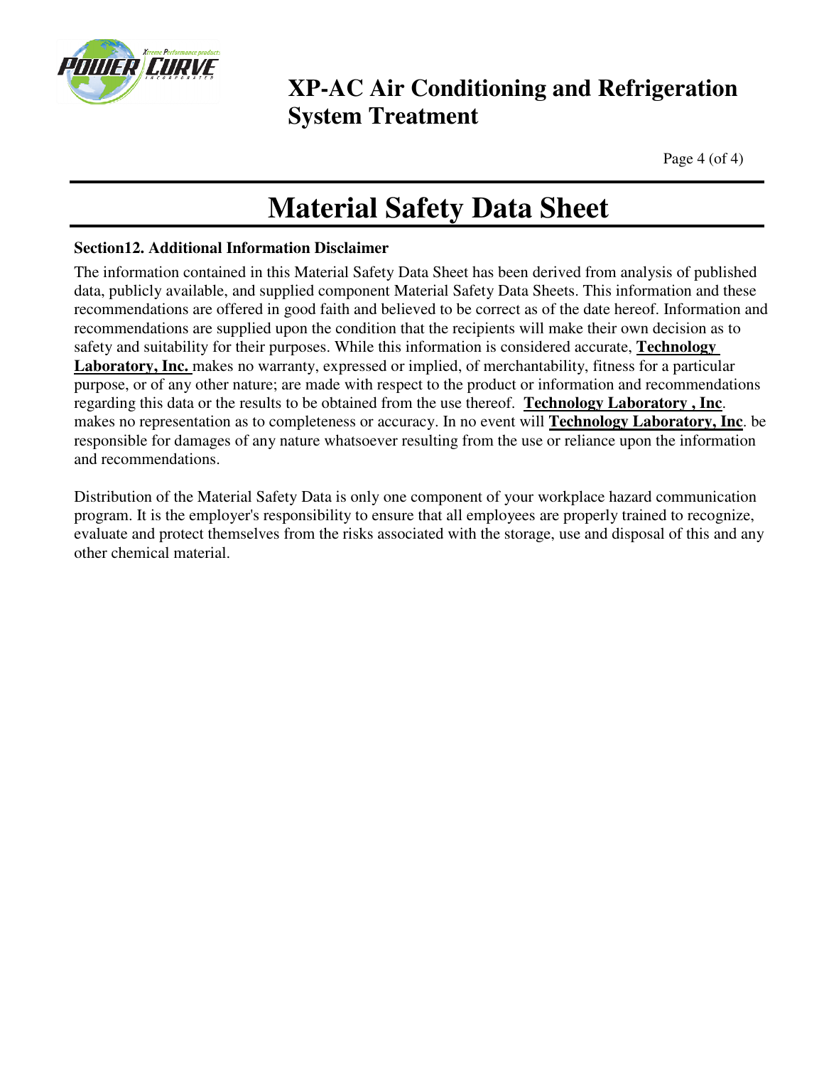# XP-AC Air Conditioning and Refrigeration System Treatment

## Material Safety Data Sheet

**Section12. Additional Information Disclaimer**

The information contained in this Material Safety Data Sheet has been derived from analysis of published data, publicly available, and supplied component Material Safety Data Sheets. This information and these recommendations are offered in good faith and believed to be correct as of the date hereof. Information and recommendations are supplied upon the condition that the recipients will make their own decision as to safety and suitability for their purposes. While this information is considered accurate, **Technology Laboratory, Inc.** makes no warranty, expressed or implied, of merchantability, fitness for a particular purpose, or of any other nature; are made with respect to the product or information and recommendations regarding this data or the results to be obtained from the use thereof. **Technology Laboratory , Inc**. makes no representation as to completeness or accuracy. In no event will **Technology Laboratory, Inc**. be responsible for damages of any nature whatsoever resulting from the use or reliance upon the information and recommendations.

Distribution of the Material Safety Data is only one component of your workplace hazard communication program. It is the employer's responsibility to ensure that all employees are properly trained to recognize, evaluate and protect themselves from the risks associated with the storage, use and disposal of this and any other chemical material.